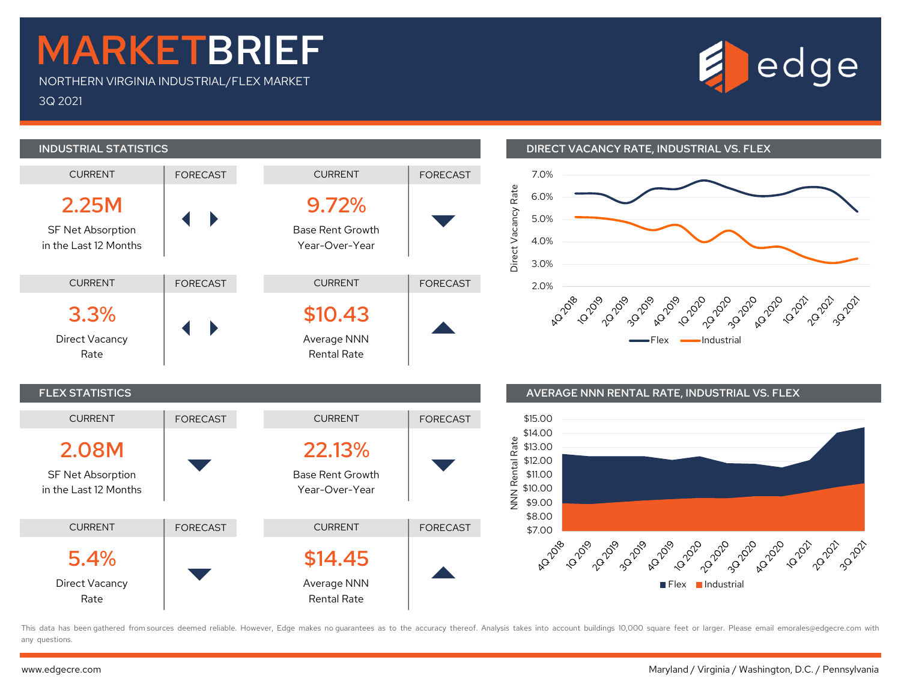# MARKETBRIEF

NORTHERN VIRGINIA INDUSTRIAL/FLEX MARKET

3Q 2021

edge

## INDUSTRIAL STATISTICS

| Metric | Current | Forecast |
| --- | --- | --- |
| SF Net Absorption in the Last 12 Months | 2.25M | ◀ ▶ |
| Base Rent Growth Year-Over-Year | 9.72% | ▼ |
| Direct Vacancy Rate | 3.3% | ◀ ▶ |
| Average NNN Rental Rate | $10.43 | ▲ |

## DIRECT VACANCY RATE, INDUSTRIAL VS. FLEX

## FLEX STATISTICS

| Metric | Current | Forecast |
| --- | --- | --- |
| SF Net Absorption in the Last 12 Months | 2.08M | ▼ |
| Base Rent Growth Year-Over-Year | 22.13% | ▼ |
| Direct Vacancy Rate | 5.4% | ▼ |
| Average NNN Rental Rate | $14.45 | ▲ |

## AVERAGE NNN RENTAL RATE, INDUSTRIAL VS. FLEX

This data has been gathered from sources deemed reliable. However, Edge makes no guarantees as to the accuracy thereof. Analysis takes into account buildings 10,000 square feet or larger. Please email emorales@edgecre.com with any questions.

www.edgecre.com

Maryland / Virginia / Washington, D.C. / Pennsylvania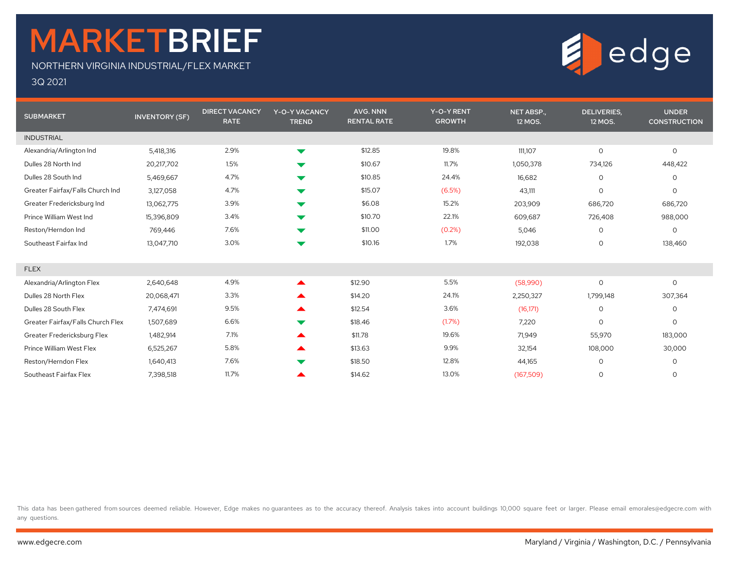# MARKETBRIEF

NORTHERN VIRGINIA INDUSTRIAL/FLEX MARKET

3Q 2021

| SUBMARKET | INVENTORY (SF) | DIRECT VACANCY RATE | Y-O-Y VACANCY TREND | AVG. NNN RENTAL RATE | Y-O-Y RENT GROWTH | NET ABSP., 12 MOS. | DELIVERIES, 12 MOS. | UNDER CONSTRUCTION |
|---|---|---|---|---|---|---|---|---|
| **INDUSTRIAL** | | | | | | | | |
| Alexandria/Arlington Ind | 5,418,316 | 2.9% | ▼ | $12.85 | 19.8% | 111,107 | 0 | 0 |
| Dulles 28 North Ind | 20,217,702 | 1.5% | ▼ | $10.67 | 11.7% | 1,050,378 | 734,126 | 448,422 |
| Dulles 28 South Ind | 5,469,667 | 4.7% | ▼ | $10.85 | 24.4% | 16,682 | 0 | 0 |
| Greater Fairfax/Falls Church Ind | 3,127,058 | 4.7% | ▼ | $15.07 | (6.5%) | 43,111 | 0 | 0 |
| Greater Fredericksburg Ind | 13,062,775 | 3.9% | ▼ | $6.08 | 15.2% | 203,909 | 686,720 | 686,720 |
| Prince William West Ind | 15,396,809 | 3.4% | ▼ | $10.70 | 22.1% | 609,687 | 726,408 | 988,000 |
| Reston/Herndon Ind | 769,446 | 7.6% | ▼ | $11.00 | (0.2%) | 5,046 | 0 | 0 |
| Southeast Fairfax Ind | 13,047,710 | 3.0% | ▼ | $10.16 | 1.7% | 192,038 | 0 | 138,460 |
| **FLEX** | | | | | | | | |
| Alexandria/Arlington Flex | 2,640,648 | 4.9% | ▲ | $12.90 | 5.5% | (58,990) | 0 | 0 |
| Dulles 28 North Flex | 20,068,471 | 3.3% | ▲ | $14.20 | 24.1% | 2,250,327 | 1,799,148 | 307,364 |
| Dulles 28 South Flex | 7,474,691 | 9.5% | ▲ | $12.54 | 3.6% | (16,171) | 0 | 0 |
| Greater Fairfax/Falls Church Flex | 1,507,689 | 6.6% | ▼ | $18.46 | (1.7%) | 7,220 | 0 | 0 |
| Greater Fredericksburg Flex | 1,482,914 | 7.1% | ▲ | $11.78 | 19.6% | 71,949 | 55,970 | 183,000 |
| Prince William West Flex | 6,525,267 | 5.8% | ▲ | $13.63 | 9.9% | 32,154 | 108,000 | 30,000 |
| Reston/Herndon Flex | 1,640,413 | 7.6% | ▼ | $18.50 | 12.8% | 44,165 | 0 | 0 |
| Southeast Fairfax Flex | 7,398,518 | 11.7% | ▲ | $14.62 | 13.0% | (167,509) | 0 | 0 |

This data has been gathered from sources deemed reliable. However, Edge makes no guarantees as to the accuracy thereof. Analysis takes into account buildings 10,000 square feet or larger. Please email emorales@edgecre.com with any questions.

www.edgecre.com

Maryland / Virginia / Washington, D.C. / Pennsylvania